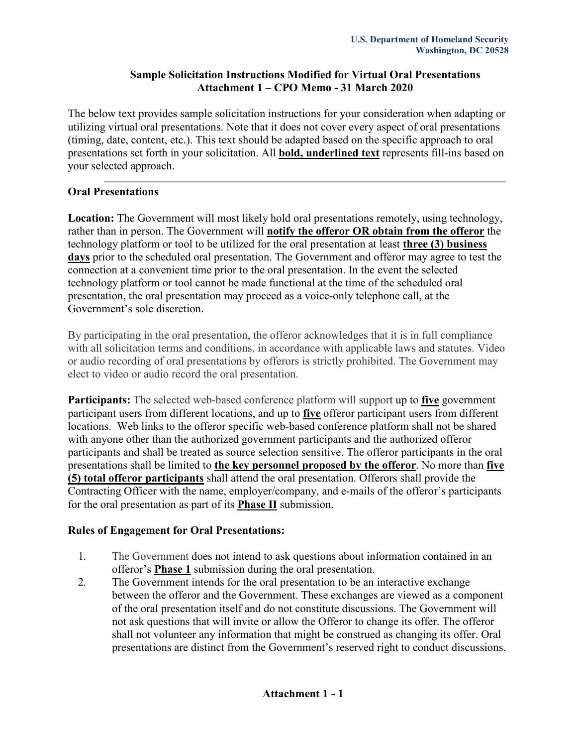U.S. Department of Homeland Security
Washington, DC 20528

## Sample Solicitation Instructions Modified for Virtual Oral Presentations
## Attachment 1 – CPO Memo - 31 March 2020

The below text provides sample solicitation instructions for your consideration when adapting or utilizing virtual oral presentations. Note that it does not cover every aspect of oral presentations (timing, date, content, etc.). This text should be adapted based on the specific approach to oral presentations set forth in your solicitation. All **bold, underlined text** represents fill-ins based on your selected approach.

---

### Oral Presentations

**Location:** The Government will most likely hold oral presentations remotely, using technology, rather than in person. The Government will **notify the offeror OR obtain from the offeror** the technology platform or tool to be utilized for the oral presentation at least **three (3) business days** prior to the scheduled oral presentation. The Government and offeror may agree to test the connection at a convenient time prior to the oral presentation. In the event the selected technology platform or tool cannot be made functional at the time of the scheduled oral presentation, the oral presentation may proceed as a voice-only telephone call, at the Government's sole discretion.

By participating in the oral presentation, the offeror acknowledges that it is in full compliance with all solicitation terms and conditions, in accordance with applicable laws and statutes. Video or audio recording of oral presentations by offerors is strictly prohibited. The Government may elect to video or audio record the oral presentation.

**Participants:** The selected web-based conference platform will support up to **five** government participant users from different locations, and up to **five** offeror participant users from different locations. Web links to the offeror specific web-based conference platform shall not be shared with anyone other than the authorized government participants and the authorized offeror participants and shall be treated as source selection sensitive. The offeror participants in the oral presentations shall be limited to **the key personnel proposed by the offeror**. No more than **five (5) total offeror participants** shall attend the oral presentation. Offerors shall provide the Contracting Officer with the name, employer/company, and e-mails of the offeror's participants for the oral presentation as part of its **Phase II** submission.

### Rules of Engagement for Oral Presentations:

1. The Government does not intend to ask questions about information contained in an offeror's **Phase 1** submission during the oral presentation.
2. The Government intends for the oral presentation to be an interactive exchange between the offeror and the Government. These exchanges are viewed as a component of the oral presentation itself and do not constitute discussions. The Government will not ask questions that will invite or allow the Offeror to change its offer. The offeror shall not volunteer any information that might be construed as changing its offer. Oral presentations are distinct from the Government's reserved right to conduct discussions.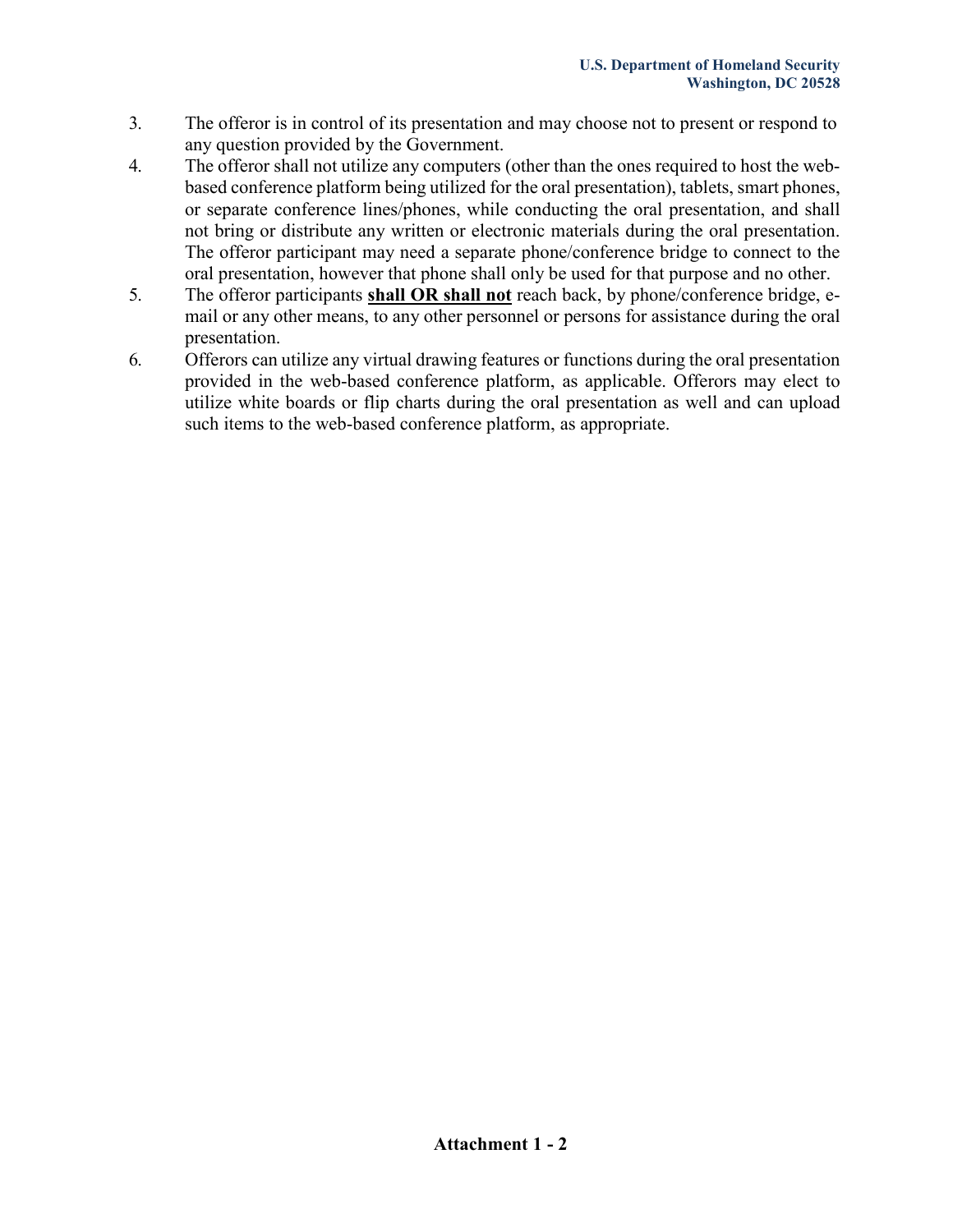3. The offeror is in control of its presentation and may choose not to present or respond to any question provided by the Government.
4. The offeror shall not utilize any computers (other than the ones required to host the web-based conference platform being utilized for the oral presentation), tablets, smart phones, or separate conference lines/phones, while conducting the oral presentation, and shall not bring or distribute any written or electronic materials during the oral presentation. The offeror participant may need a separate phone/conference bridge to connect to the oral presentation, however that phone shall only be used for that purpose and no other.
5. The offeror participants **shall OR shall not** reach back, by phone/conference bridge, e-mail or any other means, to any other personnel or persons for assistance during the oral presentation.
6. Offerors can utilize any virtual drawing features or functions during the oral presentation provided in the web-based conference platform, as applicable. Offerors may elect to utilize white boards or flip charts during the oral presentation as well and can upload such items to the web-based conference platform, as appropriate.